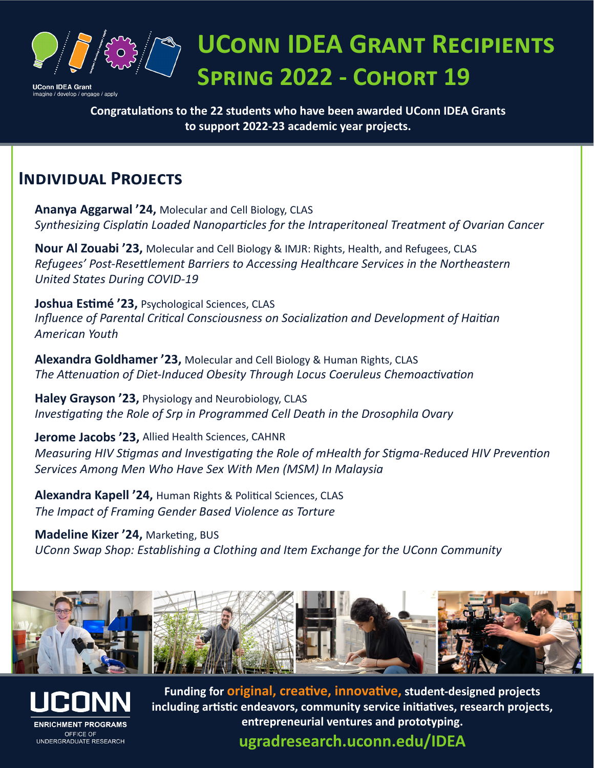UConn IDEA Grant
imagine / develop / engage / apply

# UConn IDEA Grant Recipients
## Spring 2022 - Cohort 19

**Congratulations to the 22 students who have been awarded UConn IDEA Grants to support 2022-23 academic year projects.**

## Individual Projects

**Ananya Aggarwal '24,** Molecular and Cell Biology, CLAS
*Synthesizing Cisplatin Loaded Nanoparticles for the Intraperitoneal Treatment of Ovarian Cancer*

**Nour Al Zouabi '23,** Molecular and Cell Biology & IMJR: Rights, Health, and Refugees, CLAS
*Refugees' Post-Resettlement Barriers to Accessing Healthcare Services in the Northeastern United States During COVID-19*

**Joshua Estimé '23,** Psychological Sciences, CLAS
*Influence of Parental Critical Consciousness on Socialization and Development of Haitian American Youth*

**Alexandra Goldhamer '23,** Molecular and Cell Biology & Human Rights, CLAS
*The Attenuation of Diet-Induced Obesity Through Locus Coeruleus Chemoactivation*

**Haley Grayson '23,** Physiology and Neurobiology, CLAS
*Investigating the Role of Srp in Programmed Cell Death in the Drosophila Ovary*

**Jerome Jacobs '23,** Allied Health Sciences, CAHNR
*Measuring HIV Stigmas and Investigating the Role of mHealth for Stigma-Reduced HIV Prevention Services Among Men Who Have Sex With Men (MSM) In Malaysia*

**Alexandra Kapell '24,** Human Rights & Political Sciences, CLAS
*The Impact of Framing Gender Based Violence as Torture*

**Madeline Kizer '24,** Marketing, BUS
*UConn Swap Shop: Establishing a Clothing and Item Exchange for the UConn Community*

UCONN
ENRICHMENT PROGRAMS
OFFICE OF UNDERGRADUATE RESEARCH

**Funding for original, creative, innovative, student-designed projects including artistic endeavors, community service initiatives, research projects, entrepreneurial ventures and prototyping.**

**ugradresearch.uconn.edu/IDEA**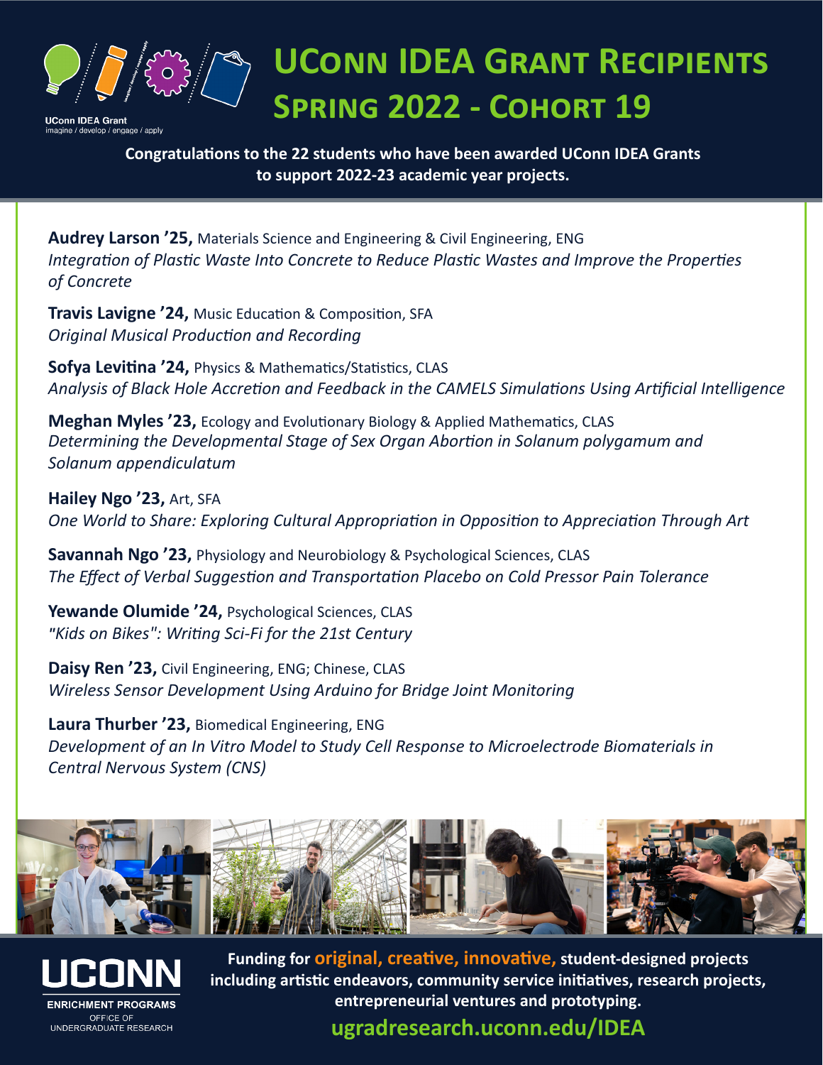# UConn IDEA Grant Recipients

## Spring 2022 - Cohort 19

UConn IDEA Grant
imagine / develop / engage / apply

**Congratulations to the 22 students who have been awarded UConn IDEA Grants to support 2022-23 academic year projects.**

**Audrey Larson ’25,** Materials Science and Engineering & Civil Engineering, ENG
*Integration of Plastic Waste Into Concrete to Reduce Plastic Wastes and Improve the Properties of Concrete*

**Travis Lavigne ’24,** Music Education & Composition, SFA
*Original Musical Production and Recording*

**Sofya Levitina ’24,** Physics & Mathematics/Statistics, CLAS
*Analysis of Black Hole Accretion and Feedback in the CAMELS Simulations Using Artificial Intelligence*

**Meghan Myles ’23,** Ecology and Evolutionary Biology & Applied Mathematics, CLAS
*Determining the Developmental Stage of Sex Organ Abortion in Solanum polygamum and Solanum appendiculatum*

**Hailey Ngo ’23,** Art, SFA
*One World to Share: Exploring Cultural Appropriation in Opposition to Appreciation Through Art*

**Savannah Ngo ’23,** Physiology and Neurobiology & Psychological Sciences, CLAS
*The Effect of Verbal Suggestion and Transportation Placebo on Cold Pressor Pain Tolerance*

**Yewande Olumide ’24,** Psychological Sciences, CLAS
*"Kids on Bikes": Writing Sci-Fi for the 21st Century*

**Daisy Ren ’23,** Civil Engineering, ENG; Chinese, CLAS
*Wireless Sensor Development Using Arduino for Bridge Joint Monitoring*

**Laura Thurber ’23,** Biomedical Engineering, ENG
*Development of an In Vitro Model to Study Cell Response to Microelectrode Biomaterials in Central Nervous System (CNS)*

UCONN
ENRICHMENT PROGRAMS
OFFICE OF UNDERGRADUATE RESEARCH

**Funding for original, creative, innovative, student-designed projects including artistic endeavors, community service initiatives, research projects, entrepreneurial ventures and prototyping.**

**ugradresearch.uconn.edu/IDEA**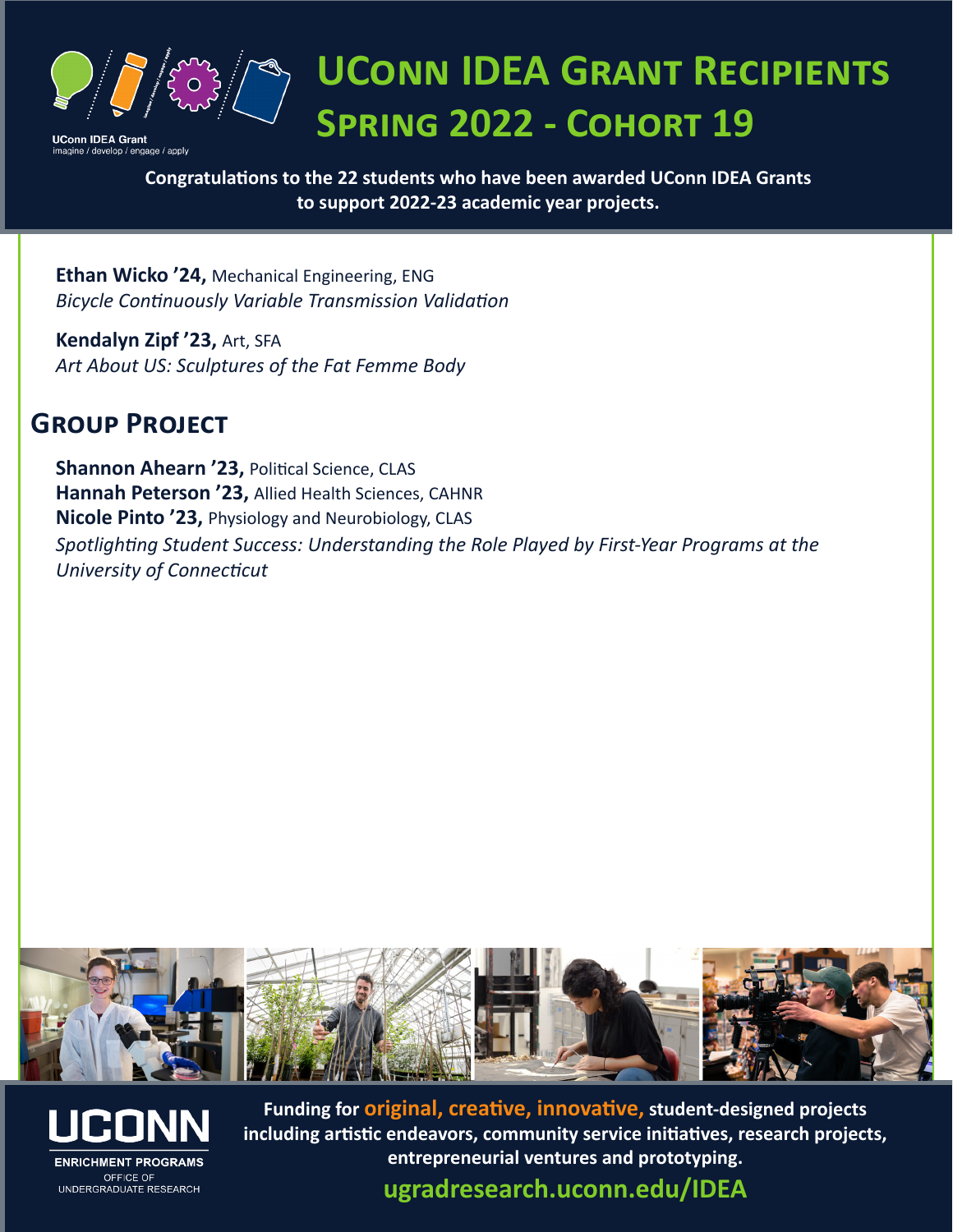UConn IDEA Grant
imagine / develop / engage / apply

# UConn IDEA Grant Recipients
## Spring 2022 - Cohort 19

**Congratulations to the 22 students who have been awarded UConn IDEA Grants to support 2022-23 academic year projects.**

**Ethan Wicko '24,** Mechanical Engineering, ENG
*Bicycle Continuously Variable Transmission Validation*

**Kendalyn Zipf '23,** Art, SFA
*Art About US: Sculptures of the Fat Femme Body*

## Group Project

**Shannon Ahearn '23,** Political Science, CLAS
**Hannah Peterson '23,** Allied Health Sciences, CAHNR
**Nicole Pinto '23,** Physiology and Neurobiology, CLAS
*Spotlighting Student Success: Understanding the Role Played by First-Year Programs at the University of Connecticut*

UCONN
ENRICHMENT PROGRAMS
OFFICE OF UNDERGRADUATE RESEARCH

**Funding for original, creative, innovative, student-designed projects including artistic endeavors, community service initiatives, research projects, entrepreneurial ventures and prototyping.**

**ugradresearch.uconn.edu/IDEA**